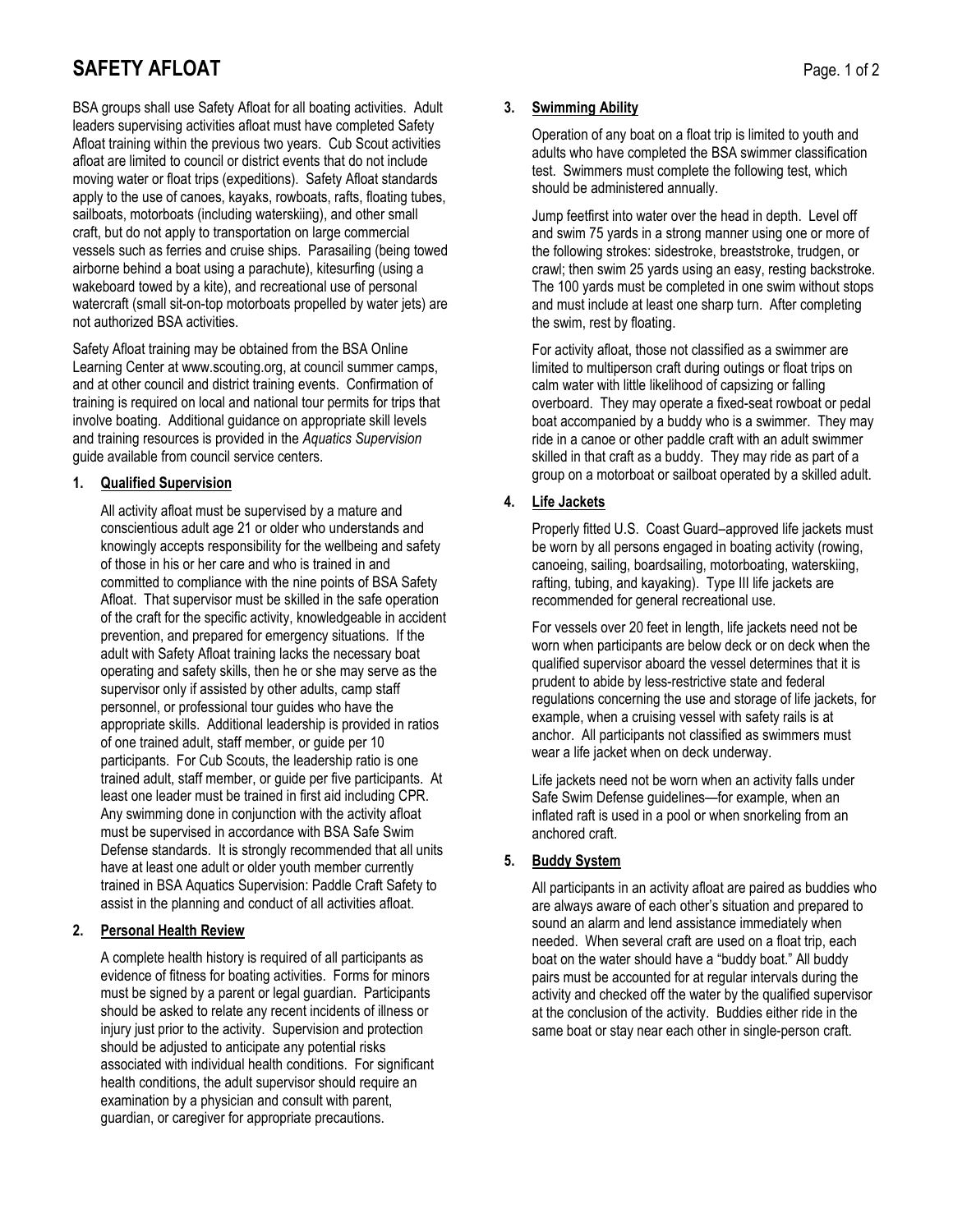# SAFETY AFLOAT

BSA groups shall use Safety Afloat for all boating activities. Adult leaders supervising activities afloat must have completed Safety Afloat training within the previous two years. Cub Scout activities afloat are limited to council or district events that do not include moving water or float trips (expeditions). Safety Afloat standards apply to the use of canoes, kayaks, rowboats, rafts, floating tubes, sailboats, motorboats (including waterskiing), and other small craft, but do not apply to transportation on large commercial vessels such as ferries and cruise ships. Parasailing (being towed airborne behind a boat using a parachute), kitesurfing (using a wakeboard towed by a kite), and recreational use of personal watercraft (small sit-on-top motorboats propelled by water jets) are not authorized BSA activities.

Safety Afloat training may be obtained from the BSA Online Learning Center at www.scouting.org, at council summer camps, and at other council and district training events. Confirmation of training is required on local and national tour permits for trips that involve boating. Additional guidance on appropriate skill levels and training resources is provided in the *Aquatics Supervision* guide available from council service centers.

## 1. Qualified Supervision

All activity afloat must be supervised by a mature and conscientious adult age 21 or older who understands and knowingly accepts responsibility for the wellbeing and safety of those in his or her care and who is trained in and committed to compliance with the nine points of BSA Safety Afloat. That supervisor must be skilled in the safe operation of the craft for the specific activity, knowledgeable in accident prevention, and prepared for emergency situations. If the adult with Safety Afloat training lacks the necessary boat operating and safety skills, then he or she may serve as the supervisor only if assisted by other adults, camp staff personnel, or professional tour guides who have the appropriate skills. Additional leadership is provided in ratios of one trained adult, staff member, or guide per 10 participants. For Cub Scouts, the leadership ratio is one trained adult, staff member, or guide per five participants. At least one leader must be trained in first aid including CPR. Any swimming done in conjunction with the activity afloat must be supervised in accordance with BSA Safe Swim Defense standards. It is strongly recommended that all units have at least one adult or older youth member currently trained in BSA Aquatics Supervision: Paddle Craft Safety to assist in the planning and conduct of all activities afloat.

## 2. Personal Health Review

A complete health history is required of all participants as evidence of fitness for boating activities. Forms for minors must be signed by a parent or legal guardian. Participants should be asked to relate any recent incidents of illness or injury just prior to the activity. Supervision and protection should be adjusted to anticipate any potential risks associated with individual health conditions. For significant health conditions, the adult supervisor should require an examination by a physician and consult with parent, guardian, or caregiver for appropriate precautions.

## 3. Swimming Ability

Operation of any boat on a float trip is limited to youth and adults who have completed the BSA swimmer classification test. Swimmers must complete the following test, which should be administered annually.

Jump feetfirst into water over the head in depth. Level off and swim 75 yards in a strong manner using one or more of the following strokes: sidestroke, breaststroke, trudgen, or crawl; then swim 25 yards using an easy, resting backstroke. The 100 yards must be completed in one swim without stops and must include at least one sharp turn. After completing the swim, rest by floating.

For activity afloat, those not classified as a swimmer are limited to multiperson craft during outings or float trips on calm water with little likelihood of capsizing or falling overboard. They may operate a fixed-seat rowboat or pedal boat accompanied by a buddy who is a swimmer. They may ride in a canoe or other paddle craft with an adult swimmer skilled in that craft as a buddy. They may ride as part of a group on a motorboat or sailboat operated by a skilled adult.

## 4. Life Jackets

Properly fitted U.S. Coast Guard–approved life jackets must be worn by all persons engaged in boating activity (rowing, canoeing, sailing, boardsailing, motorboating, waterskiing, rafting, tubing, and kayaking). Type III life jackets are recommended for general recreational use.

For vessels over 20 feet in length, life jackets need not be worn when participants are below deck or on deck when the qualified supervisor aboard the vessel determines that it is prudent to abide by less-restrictive state and federal regulations concerning the use and storage of life jackets, for example, when a cruising vessel with safety rails is at anchor. All participants not classified as swimmers must wear a life jacket when on deck underway.

Life jackets need not be worn when an activity falls under Safe Swim Defense guidelines—for example, when an inflated raft is used in a pool or when snorkeling from an anchored craft.

## 5. Buddy System

All participants in an activity afloat are paired as buddies who are always aware of each other's situation and prepared to sound an alarm and lend assistance immediately when needed. When several craft are used on a float trip, each boat on the water should have a "buddy boat." All buddy pairs must be accounted for at regular intervals during the activity and checked off the water by the qualified supervisor at the conclusion of the activity. Buddies either ride in the same boat or stay near each other in single-person craft.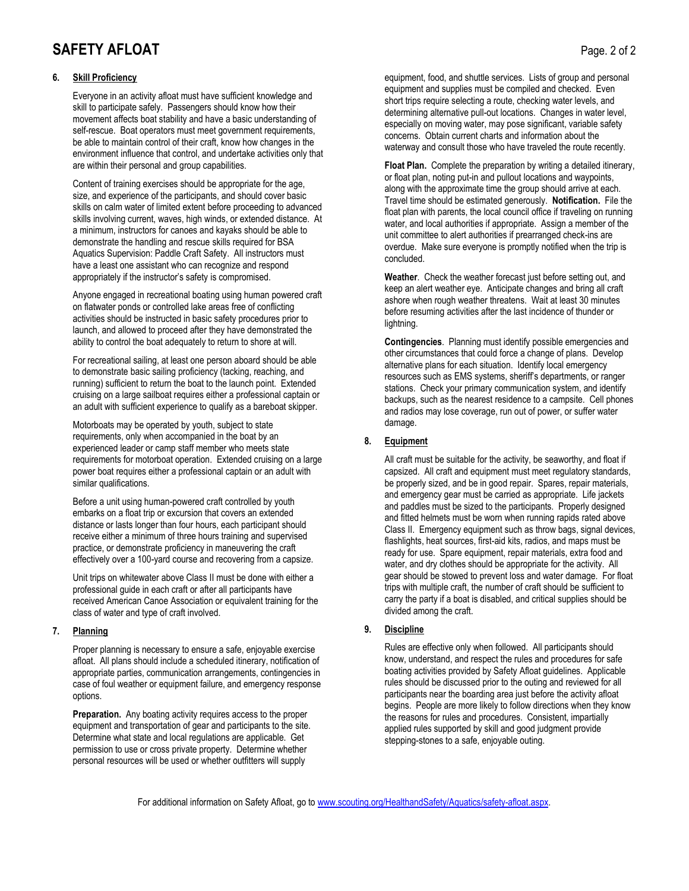## 6. Skill Proficiency

Everyone in an activity afloat must have sufficient knowledge and skill to participate safely. Passengers should know how their movement affects boat stability and have a basic understanding of self-rescue. Boat operators must meet government requirements, be able to maintain control of their craft, know how changes in the environment influence that control, and undertake activities only that are within their personal and group capabilities.

Content of training exercises should be appropriate for the age, size, and experience of the participants, and should cover basic skills on calm water of limited extent before proceeding to advanced skills involving current, waves, high winds, or extended distance. At a minimum, instructors for canoes and kayaks should be able to demonstrate the handling and rescue skills required for BSA Aquatics Supervision: Paddle Craft Safety. All instructors must have a least one assistant who can recognize and respond appropriately if the instructor's safety is compromised.

Anyone engaged in recreational boating using human powered craft on flatwater ponds or controlled lake areas free of conflicting activities should be instructed in basic safety procedures prior to launch, and allowed to proceed after they have demonstrated the ability to control the boat adequately to return to shore at will.

For recreational sailing, at least one person aboard should be able to demonstrate basic sailing proficiency (tacking, reaching, and running) sufficient to return the boat to the launch point. Extended cruising on a large sailboat requires either a professional captain or an adult with sufficient experience to qualify as a bareboat skipper.

Motorboats may be operated by youth, subject to state requirements, only when accompanied in the boat by an experienced leader or camp staff member who meets state requirements for motorboat operation. Extended cruising on a large power boat requires either a professional captain or an adult with similar qualifications.

Before a unit using human-powered craft controlled by youth embarks on a float trip or excursion that covers an extended distance or lasts longer than four hours, each participant should receive either a minimum of three hours training and supervised practice, or demonstrate proficiency in maneuvering the craft effectively over a 100-yard course and recovering from a capsize.

Unit trips on whitewater above Class II must be done with either a professional guide in each craft or after all participants have received American Canoe Association or equivalent training for the class of water and type of craft involved.

## 7. Planning

Proper planning is necessary to ensure a safe, enjoyable exercise afloat. All plans should include a scheduled itinerary, notification of appropriate parties, communication arrangements, contingencies in case of foul weather or equipment failure, and emergency response options.

**Preparation.** Any boating activity requires access to the proper equipment and transportation of gear and participants to the site. Determine what state and local regulations are applicable. Get permission to use or cross private property. Determine whether personal resources will be used or whether outfitters will supply equipment, food, and shuttle services. Lists of group and personal equipment and supplies must be compiled and checked. Even short trips require selecting a route, checking water levels, and determining alternative pull-out locations. Changes in water level, especially on moving water, may pose significant, variable safety concerns. Obtain current charts and information about the waterway and consult those who have traveled the route recently.

**Float Plan.** Complete the preparation by writing a detailed itinerary, or float plan, noting put-in and pullout locations and waypoints, along with the approximate time the group should arrive at each. Travel time should be estimated generously. **Notification.** File the float plan with parents, the local council office if traveling on running water, and local authorities if appropriate. Assign a member of the unit committee to alert authorities if prearranged check-ins are overdue. Make sure everyone is promptly notified when the trip is concluded.

**Weather**. Check the weather forecast just before setting out, and keep an alert weather eye. Anticipate changes and bring all craft ashore when rough weather threatens. Wait at least 30 minutes before resuming activities after the last incidence of thunder or lightning.

**Contingencies**. Planning must identify possible emergencies and other circumstances that could force a change of plans. Develop alternative plans for each situation. Identify local emergency resources such as EMS systems, sheriff's departments, or ranger stations. Check your primary communication system, and identify backups, such as the nearest residence to a campsite. Cell phones and radios may lose coverage, run out of power, or suffer water damage.

## 8. Equipment

All craft must be suitable for the activity, be seaworthy, and float if capsized. All craft and equipment must meet regulatory standards, be properly sized, and be in good repair. Spares, repair materials, and emergency gear must be carried as appropriate. Life jackets and paddles must be sized to the participants. Properly designed and fitted helmets must be worn when running rapids rated above Class II. Emergency equipment such as throw bags, signal devices, flashlights, heat sources, first-aid kits, radios, and maps must be ready for use. Spare equipment, repair materials, extra food and water, and dry clothes should be appropriate for the activity. All gear should be stowed to prevent loss and water damage. For float trips with multiple craft, the number of craft should be sufficient to carry the party if a boat is disabled, and critical supplies should be divided among the craft.

## 9. Discipline

Rules are effective only when followed. All participants should know, understand, and respect the rules and procedures for safe boating activities provided by Safety Afloat guidelines. Applicable rules should be discussed prior to the outing and reviewed for all participants near the boarding area just before the activity afloat begins. People are more likely to follow directions when they know the reasons for rules and procedures. Consistent, impartially applied rules supported by skill and good judgment provide stepping-stones to a safe, enjoyable outing.

For additional information on Safety Afloat, go to [www.scouting.org/HealthandSafety/Aquatics/safety-afloat.aspx](www.scouting.org/HealthandSafety/Aquatics/safety-afloat.aspx).